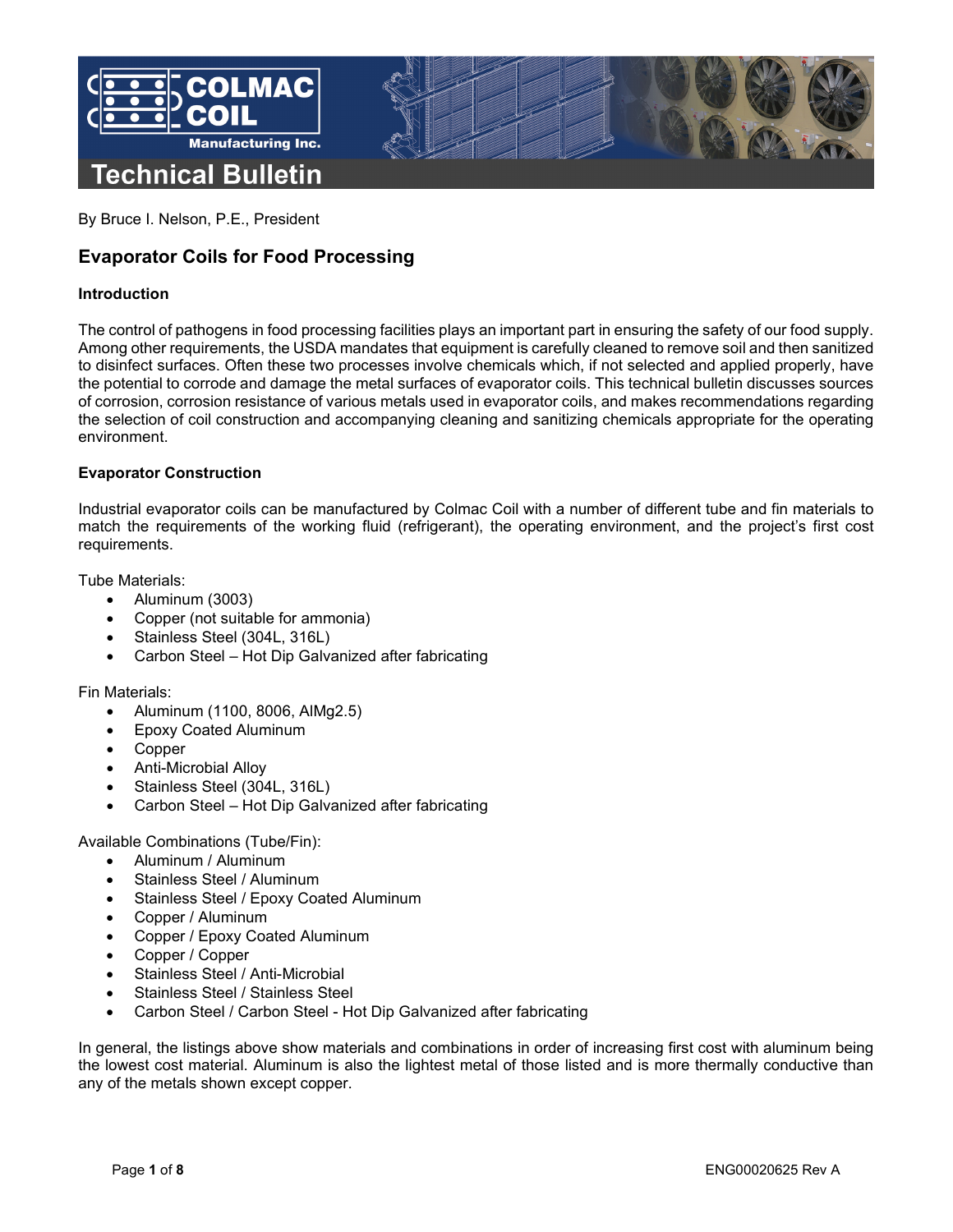# Technical Bulletin

By Bruce I. Nelson, P.E., President

## Evaporator Coils for Food Processing

### Introduction

The control of pathogens in food processing facilities plays an important part in ensuring the safety of our food supply. Among other requirements, the USDA mandates that equipment is carefully cleaned to remove soil and then sanitized to disinfect surfaces. Often these two processes involve chemicals which, if not selected and applied properly, have the potential to corrode and damage the metal surfaces of evaporator coils. This technical bulletin discusses sources of corrosion, corrosion resistance of various metals used in evaporator coils, and makes recommendations regarding the selection of coil construction and accompanying cleaning and sanitizing chemicals appropriate for the operating environment.

### Evaporator Construction

Industrial evaporator coils can be manufactured by Colmac Coil with a number of different tube and fin materials to match the requirements of the working fluid (refrigerant), the operating environment, and the project's first cost requirements.

Tube Materials:

- Aluminum (3003)
- Copper (not suitable for ammonia)
- Stainless Steel (304L, 316L)
- Carbon Steel – Hot Dip Galvanized after fabricating

Fin Materials:

- Aluminum (1100, 8006, AlMg2.5)
- Epoxy Coated Aluminum
- Copper
- Anti-Microbial Alloy
- Stainless Steel (304L, 316L)
- Carbon Steel – Hot Dip Galvanized after fabricating

Available Combinations (Tube/Fin):

- Aluminum / Aluminum
- Stainless Steel / Aluminum
- Stainless Steel / Epoxy Coated Aluminum
- Copper / Aluminum
- Copper / Epoxy Coated Aluminum
- Copper / Copper
- Stainless Steel / Anti-Microbial
- Stainless Steel / Stainless Steel
- Carbon Steel / Carbon Steel - Hot Dip Galvanized after fabricating

In general, the listings above show materials and combinations in order of increasing first cost with aluminum being the lowest cost material. Aluminum is also the lightest metal of those listed and is more thermally conductive than any of the metals shown except copper.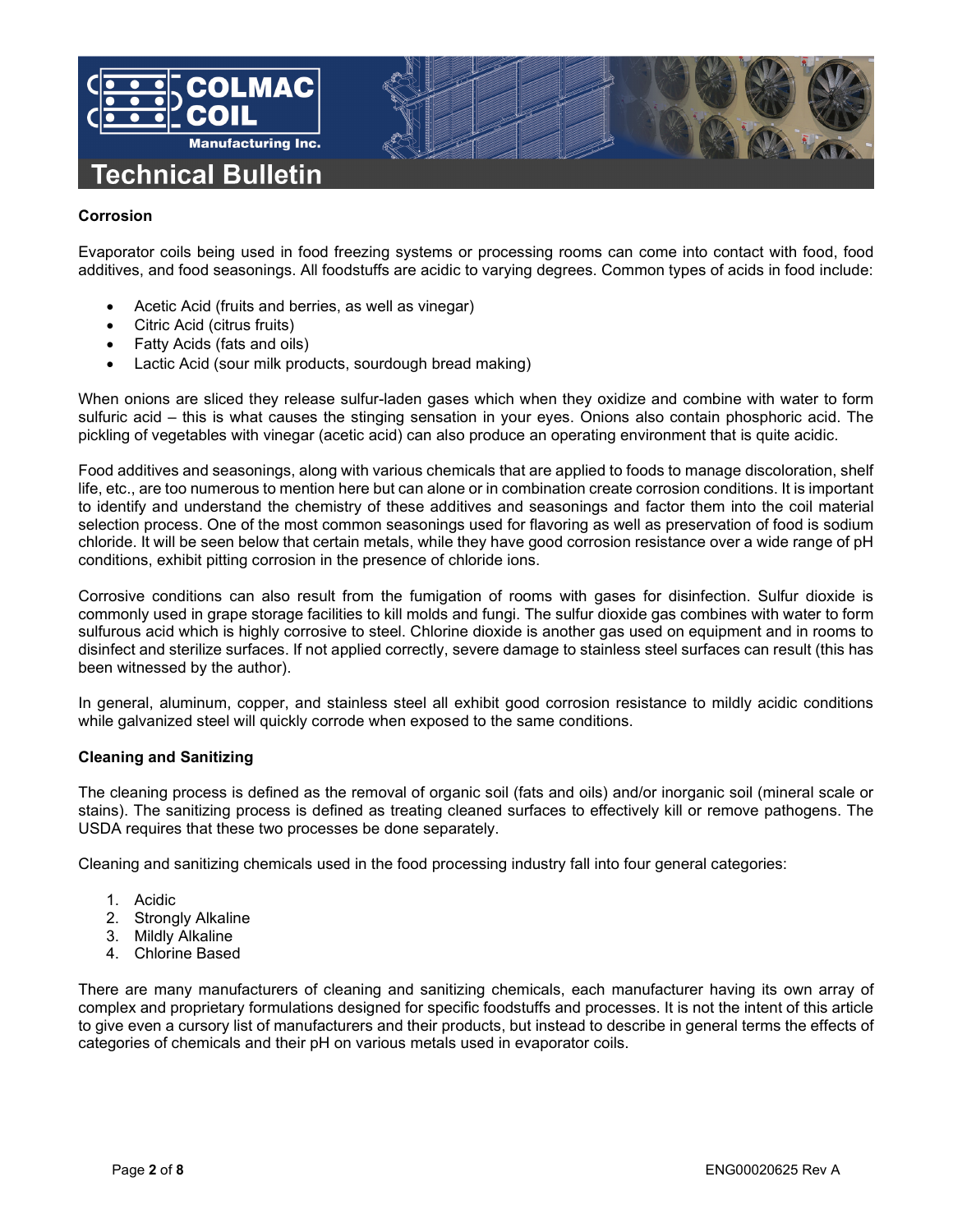## Corrosion

Evaporator coils being used in food freezing systems or processing rooms can come into contact with food, food additives, and food seasonings. All foodstuffs are acidic to varying degrees. Common types of acids in food include:

- Acetic Acid (fruits and berries, as well as vinegar)
- Citric Acid (citrus fruits)
- Fatty Acids (fats and oils)
- Lactic Acid (sour milk products, sourdough bread making)

When onions are sliced they release sulfur-laden gases which when they oxidize and combine with water to form sulfuric acid – this is what causes the stinging sensation in your eyes. Onions also contain phosphoric acid. The pickling of vegetables with vinegar (acetic acid) can also produce an operating environment that is quite acidic.

Food additives and seasonings, along with various chemicals that are applied to foods to manage discoloration, shelf life, etc., are too numerous to mention here but can alone or in combination create corrosion conditions. It is important to identify and understand the chemistry of these additives and seasonings and factor them into the coil material selection process. One of the most common seasonings used for flavoring as well as preservation of food is sodium chloride. It will be seen below that certain metals, while they have good corrosion resistance over a wide range of pH conditions, exhibit pitting corrosion in the presence of chloride ions.

Corrosive conditions can also result from the fumigation of rooms with gases for disinfection. Sulfur dioxide is commonly used in grape storage facilities to kill molds and fungi. The sulfur dioxide gas combines with water to form sulfurous acid which is highly corrosive to steel. Chlorine dioxide is another gas used on equipment and in rooms to disinfect and sterilize surfaces. If not applied correctly, severe damage to stainless steel surfaces can result (this has been witnessed by the author).

In general, aluminum, copper, and stainless steel all exhibit good corrosion resistance to mildly acidic conditions while galvanized steel will quickly corrode when exposed to the same conditions.

## Cleaning and Sanitizing

The cleaning process is defined as the removal of organic soil (fats and oils) and/or inorganic soil (mineral scale or stains). The sanitizing process is defined as treating cleaned surfaces to effectively kill or remove pathogens. The USDA requires that these two processes be done separately.

Cleaning and sanitizing chemicals used in the food processing industry fall into four general categories:

1. Acidic
2. Strongly Alkaline
3. Mildly Alkaline
4. Chlorine Based

There are many manufacturers of cleaning and sanitizing chemicals, each manufacturer having its own array of complex and proprietary formulations designed for specific foodstuffs and processes. It is not the intent of this article to give even a cursory list of manufacturers and their products, but instead to describe in general terms the effects of categories of chemicals and their pH on various metals used in evaporator coils.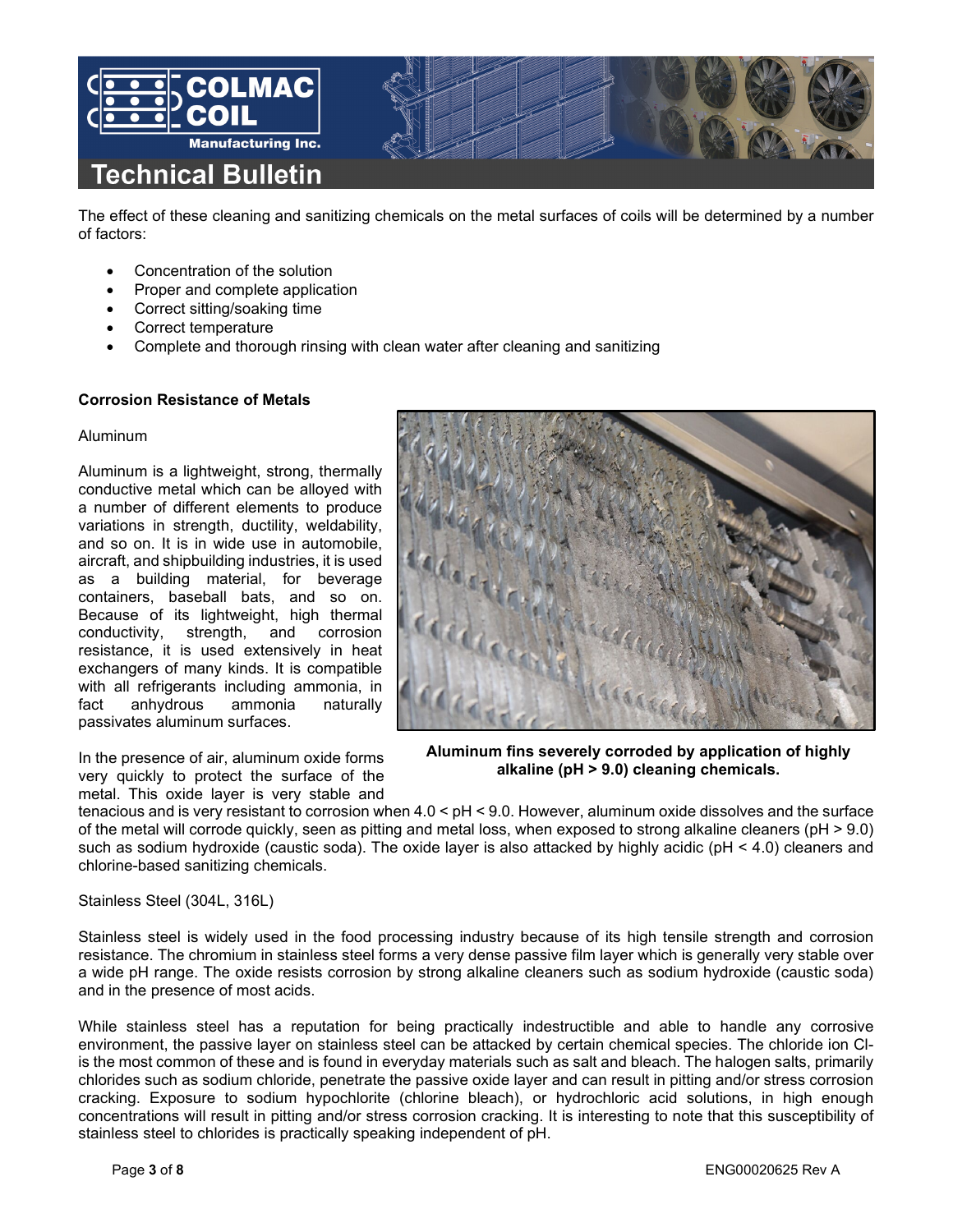The effect of these cleaning and sanitizing chemicals on the metal surfaces of coils will be determined by a number of factors:

- Concentration of the solution
- Proper and complete application
- Correct sitting/soaking time
- Correct temperature
- Complete and thorough rinsing with clean water after cleaning and sanitizing

**Corrosion Resistance of Metals**

Aluminum

Aluminum is a lightweight, strong, thermally conductive metal which can be alloyed with a number of different elements to produce variations in strength, ductility, weldability, and so on. It is in wide use in automobile, aircraft, and shipbuilding industries, it is used as a building material, for beverage containers, baseball bats, and so on. Because of its lightweight, high thermal conductivity, strength, and corrosion resistance, it is used extensively in heat exchangers of many kinds. It is compatible with all refrigerants including ammonia, in fact anhydrous ammonia naturally passivates aluminum surfaces.

**Aluminum fins severely corroded by application of highly alkaline (pH > 9.0) cleaning chemicals.**

In the presence of air, aluminum oxide forms very quickly to protect the surface of the metal. This oxide layer is very stable and tenacious and is very resistant to corrosion when 4.0 < pH < 9.0. However, aluminum oxide dissolves and the surface of the metal will corrode quickly, seen as pitting and metal loss, when exposed to strong alkaline cleaners (pH > 9.0) such as sodium hydroxide (caustic soda). The oxide layer is also attacked by highly acidic (pH < 4.0) cleaners and chlorine-based sanitizing chemicals.

Stainless Steel (304L, 316L)

Stainless steel is widely used in the food processing industry because of its high tensile strength and corrosion resistance. The chromium in stainless steel forms a very dense passive film layer which is generally very stable over a wide pH range. The oxide resists corrosion by strong alkaline cleaners such as sodium hydroxide (caustic soda) and in the presence of most acids.

While stainless steel has a reputation for being practically indestructible and able to handle any corrosive environment, the passive layer on stainless steel can be attacked by certain chemical species. The chloride ion $Cl^-$ is the most common of these and is found in everyday materials such as salt and bleach. The halogen salts, primarily chlorides such as sodium chloride, penetrate the passive oxide layer and can result in pitting and/or stress corrosion cracking. Exposure to sodium hypochlorite (chlorine bleach), or hydrochloric acid solutions, in high enough concentrations will result in pitting and/or stress corrosion cracking. It is interesting to note that this susceptibility of stainless steel to chlorides is practically speaking independent of pH.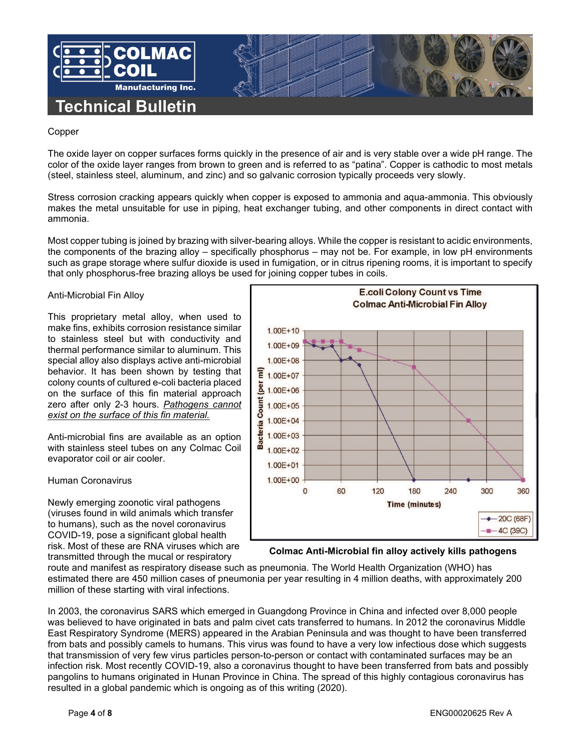Copper

The oxide layer on copper surfaces forms quickly in the presence of air and is very stable over a wide pH range. The color of the oxide layer ranges from brown to green and is referred to as "patina". Copper is cathodic to most metals (steel, stainless steel, aluminum, and zinc) and so galvanic corrosion typically proceeds very slowly.

Stress corrosion cracking appears quickly when copper is exposed to ammonia and aqua-ammonia. This obviously makes the metal unsuitable for use in piping, heat exchanger tubing, and other components in direct contact with ammonia.

Most copper tubing is joined by brazing with silver-bearing alloys. While the copper is resistant to acidic environments, the components of the brazing alloy – specifically phosphorus – may not be. For example, in low pH environments such as grape storage where sulfur dioxide is used in fumigation, or in citrus ripening rooms, it is important to specify that only phosphorus-free brazing alloys be used for joining copper tubes in coils.

Anti-Microbial Fin Alloy

This proprietary metal alloy, when used to make fins, exhibits corrosion resistance similar to stainless steel but with conductivity and thermal performance similar to aluminum. This special alloy also displays active anti-microbial behavior. It has been shown by testing that colony counts of cultured e-coli bacteria placed on the surface of this fin material approach zero after only 2-3 hours. *Pathogens cannot exist on the surface of this fin material.*

Anti-microbial fins are available as an option with stainless steel tubes on any Colmac Coil evaporator coil or air cooler.

**Colmac Anti-Microbial fin alloy actively kills pathogens**

Human Coronavirus

Newly emerging zoonotic viral pathogens (viruses found in wild animals which transfer to humans), such as the novel coronavirus COVID-19, pose a significant global health risk. Most of these are RNA viruses which are transmitted through the mucal or respiratory route and manifest as respiratory disease such as pneumonia. The World Health Organization (WHO) has estimated there are 450 million cases of pneumonia per year resulting in 4 million deaths, with approximately 200 million of these starting with viral infections.

In 2003, the coronavirus SARS which emerged in Guangdong Province in China and infected over 8,000 people was believed to have originated in bats and palm civet cats transferred to humans. In 2012 the coronavirus Middle East Respiratory Syndrome (MERS) appeared in the Arabian Peninsula and was thought to have been transferred from bats and possibly camels to humans. This virus was found to have a very low infectious dose which suggests that transmission of very few virus particles person-to-person or contact with contaminated surfaces may be an infection risk. Most recently COVID-19, also a coronavirus thought to have been transferred from bats and possibly pangolins to humans originated in Hunan Province in China. The spread of this highly contagious coronavirus has resulted in a global pandemic which is ongoing as of this writing (2020).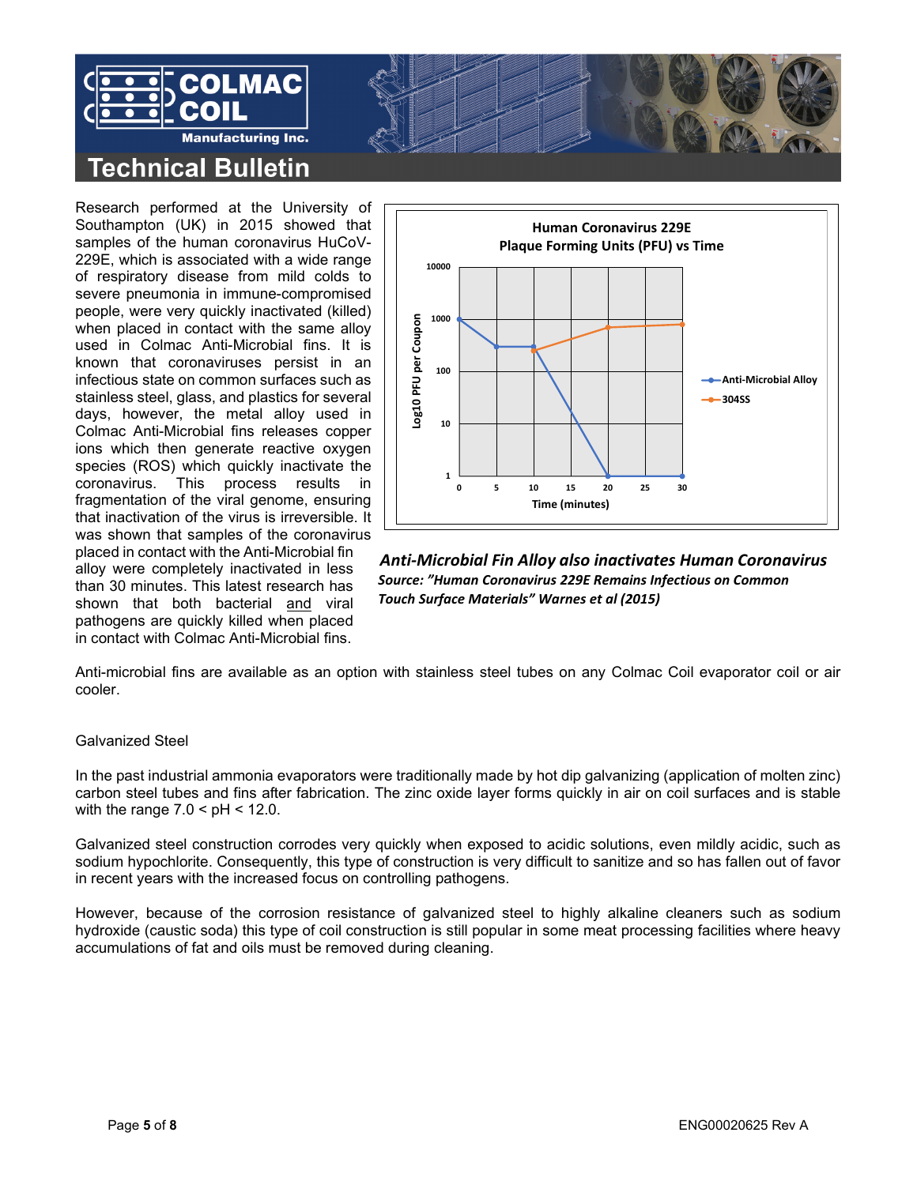## Technical Bulletin

Research performed at the University of Southampton (UK) in 2015 showed that samples of the human coronavirus HuCoV-229E, which is associated with a wide range of respiratory disease from mild colds to severe pneumonia in immune-compromised people, were very quickly inactivated (killed) when placed in contact with the same alloy used in Colmac Anti-Microbial fins. It is known that coronaviruses persist in an infectious state on common surfaces such as stainless steel, glass, and plastics for several days, however, the metal alloy used in Colmac Anti-Microbial fins releases copper ions which then generate reactive oxygen species (ROS) which quickly inactivate the coronavirus. This process results in fragmentation of the viral genome, ensuring that inactivation of the virus is irreversible. It was shown that samples of the coronavirus placed in contact with the Anti-Microbial fin alloy were completely inactivated in less than 30 minutes. This latest research has shown that both bacterial and viral pathogens are quickly killed when placed in contact with Colmac Anti-Microbial fins.

**Human Coronavirus 229E**
**Plaque Forming Units (PFU) vs Time**

| Time (minutes) | Anti-Microbial Alloy (Log10 PFU per Coupon) | 304SS (Log10 PFU per Coupon) |
|---|---|---|
| 0 | 1000 | |
| 5 | 300 | |
| 10 | 300 | 250 |
| 20 | 1 | 800 |
| 30 | 1 | 900 |

***Anti-Microbial Fin Alloy also inactivates Human Coronavirus***
***Source: "Human Coronavirus 229E Remains Infectious on Common Touch Surface Materials" Warnes et al (2015)***

Anti-microbial fins are available as an option with stainless steel tubes on any Colmac Coil evaporator coil or air cooler.

Galvanized Steel

In the past industrial ammonia evaporators were traditionally made by hot dip galvanizing (application of molten zinc) carbon steel tubes and fins after fabrication. The zinc oxide layer forms quickly in air on coil surfaces and is stable with the range $7.0 < pH < 12.0$.

Galvanized steel construction corrodes very quickly when exposed to acidic solutions, even mildly acidic, such as sodium hypochlorite. Consequently, this type of construction is very difficult to sanitize and so has fallen out of favor in recent years with the increased focus on controlling pathogens.

However, because of the corrosion resistance of galvanized steel to highly alkaline cleaners such as sodium hydroxide (caustic soda) this type of coil construction is still popular in some meat processing facilities where heavy accumulations of fat and oils must be removed during cleaning.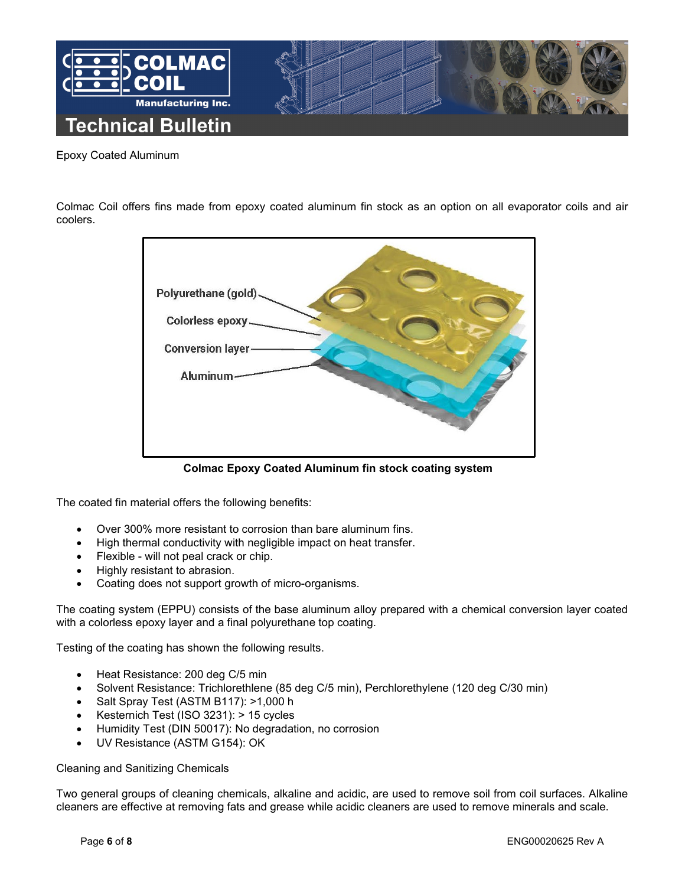Epoxy Coated Aluminum

Colmac Coil offers fins made from epoxy coated aluminum fin stock as an option on all evaporator coils and air coolers.

Polyurethane (gold)

Colorless epoxy

Conversion layer

Aluminum

**Colmac Epoxy Coated Aluminum fin stock coating system**

The coated fin material offers the following benefits:

- Over 300% more resistant to corrosion than bare aluminum fins.
- High thermal conductivity with negligible impact on heat transfer.
- Flexible - will not peal crack or chip.
- Highly resistant to abrasion.
- Coating does not support growth of micro-organisms.

The coating system (EPPU) consists of the base aluminum alloy prepared with a chemical conversion layer coated with a colorless epoxy layer and a final polyurethane top coating.

Testing of the coating has shown the following results.

- Heat Resistance: 200 deg C/5 min
- Solvent Resistance: Trichlorethlene (85 deg C/5 min), Perchlorethylene (120 deg C/30 min)
- Salt Spray Test (ASTM B117): >1,000 h
- Kesternich Test (ISO 3231): > 15 cycles
- Humidity Test (DIN 50017): No degradation, no corrosion
- UV Resistance (ASTM G154): OK

Cleaning and Sanitizing Chemicals

Two general groups of cleaning chemicals, alkaline and acidic, are used to remove soil from coil surfaces. Alkaline cleaners are effective at removing fats and grease while acidic cleaners are used to remove minerals and scale.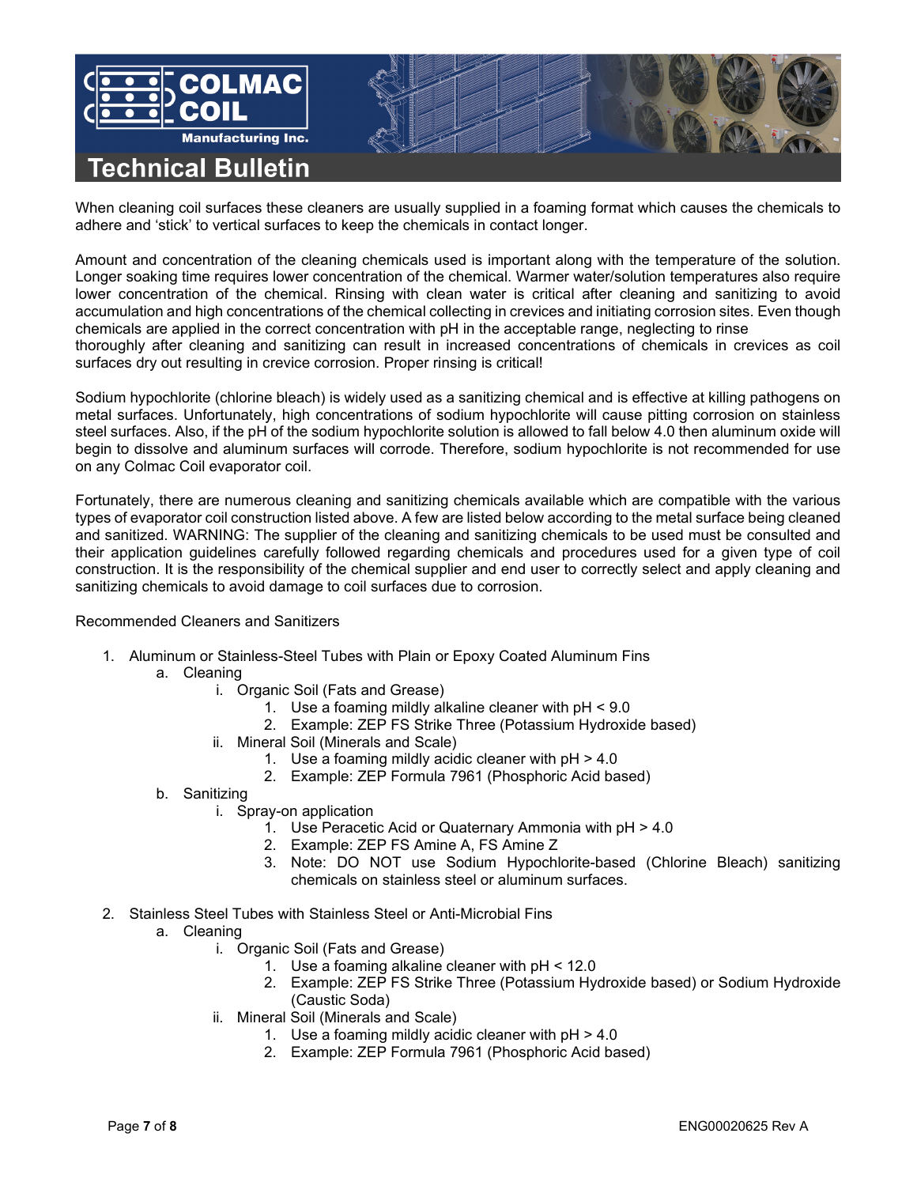When cleaning coil surfaces these cleaners are usually supplied in a foaming format which causes the chemicals to adhere and 'stick' to vertical surfaces to keep the chemicals in contact longer.

Amount and concentration of the cleaning chemicals used is important along with the temperature of the solution. Longer soaking time requires lower concentration of the chemical. Warmer water/solution temperatures also require lower concentration of the chemical. Rinsing with clean water is critical after cleaning and sanitizing to avoid accumulation and high concentrations of the chemical collecting in crevices and initiating corrosion sites. Even though chemicals are applied in the correct concentration with pH in the acceptable range, neglecting to rinse thoroughly after cleaning and sanitizing can result in increased concentrations of chemicals in crevices as coil surfaces dry out resulting in crevice corrosion. Proper rinsing is critical!

Sodium hypochlorite (chlorine bleach) is widely used as a sanitizing chemical and is effective at killing pathogens on metal surfaces. Unfortunately, high concentrations of sodium hypochlorite will cause pitting corrosion on stainless steel surfaces. Also, if the pH of the sodium hypochlorite solution is allowed to fall below 4.0 then aluminum oxide will begin to dissolve and aluminum surfaces will corrode. Therefore, sodium hypochlorite is not recommended for use on any Colmac Coil evaporator coil.

Fortunately, there are numerous cleaning and sanitizing chemicals available which are compatible with the various types of evaporator coil construction listed above. A few are listed below according to the metal surface being cleaned and sanitized. WARNING: The supplier of the cleaning and sanitizing chemicals to be used must be consulted and their application guidelines carefully followed regarding chemicals and procedures used for a given type of coil construction. It is the responsibility of the chemical supplier and end user to correctly select and apply cleaning and sanitizing chemicals to avoid damage to coil surfaces due to corrosion.

Recommended Cleaners and Sanitizers

1. Aluminum or Stainless-Steel Tubes with Plain or Epoxy Coated Aluminum Fins
   a. Cleaning
      i. Organic Soil (Fats and Grease)
         1. Use a foaming mildly alkaline cleaner with pH < 9.0
         2. Example: ZEP FS Strike Three (Potassium Hydroxide based)
      ii. Mineral Soil (Minerals and Scale)
         1. Use a foaming mildly acidic cleaner with pH > 4.0
         2. Example: ZEP Formula 7961 (Phosphoric Acid based)
   b. Sanitizing
      i. Spray-on application
         1. Use Peracetic Acid or Quaternary Ammonia with pH > 4.0
         2. Example: ZEP FS Amine A, FS Amine Z
         3. Note: DO NOT use Sodium Hypochlorite-based (Chlorine Bleach) sanitizing chemicals on stainless steel or aluminum surfaces.

2. Stainless Steel Tubes with Stainless Steel or Anti-Microbial Fins
   a. Cleaning
      i. Organic Soil (Fats and Grease)
         1. Use a foaming alkaline cleaner with pH < 12.0
         2. Example: ZEP FS Strike Three (Potassium Hydroxide based) or Sodium Hydroxide (Caustic Soda)
      ii. Mineral Soil (Minerals and Scale)
         1. Use a foaming mildly acidic cleaner with pH > 4.0
         2. Example: ZEP Formula 7961 (Phosphoric Acid based)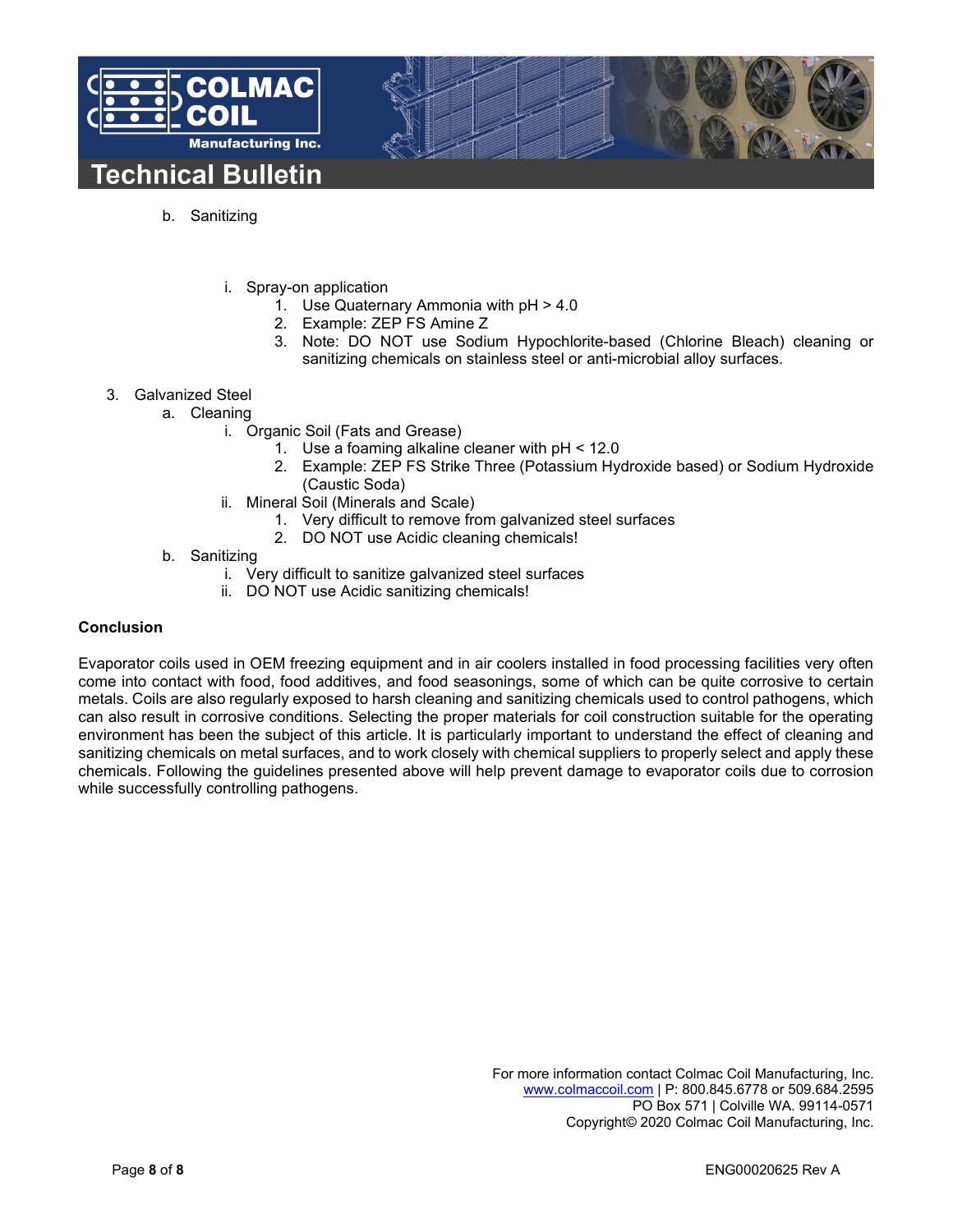b. Sanitizing

   i. Spray-on application
      1. Use Quaternary Ammonia with pH > 4.0
      2. Example: ZEP FS Amine Z
      3. Note: DO NOT use Sodium Hypochlorite-based (Chlorine Bleach) cleaning or sanitizing chemicals on stainless steel or anti-microbial alloy surfaces.

3. Galvanized Steel
   a. Cleaning
      i. Organic Soil (Fats and Grease)
         1. Use a foaming alkaline cleaner with pH < 12.0
         2. Example: ZEP FS Strike Three (Potassium Hydroxide based) or Sodium Hydroxide (Caustic Soda)
      ii. Mineral Soil (Minerals and Scale)
         1. Very difficult to remove from galvanized steel surfaces
         2. DO NOT use Acidic cleaning chemicals!
   b. Sanitizing
      i. Very difficult to sanitize galvanized steel surfaces
      ii. DO NOT use Acidic sanitizing chemicals!

**Conclusion**

Evaporator coils used in OEM freezing equipment and in air coolers installed in food processing facilities very often come into contact with food, food additives, and food seasonings, some of which can be quite corrosive to certain metals. Coils are also regularly exposed to harsh cleaning and sanitizing chemicals used to control pathogens, which can also result in corrosive conditions. Selecting the proper materials for coil construction suitable for the operating environment has been the subject of this article. It is particularly important to understand the effect of cleaning and sanitizing chemicals on metal surfaces, and to work closely with chemical suppliers to properly select and apply these chemicals. Following the guidelines presented above will help prevent damage to evaporator coils due to corrosion while successfully controlling pathogens.

For more information contact Colmac Coil Manufacturing, Inc.
www.colmaccoil.com | P: 800.845.6778 or 509.684.2595
PO Box 571 | Colville WA. 99114-0571
Copyright© 2020 Colmac Coil Manufacturing, Inc.

ENG00020625 Rev A